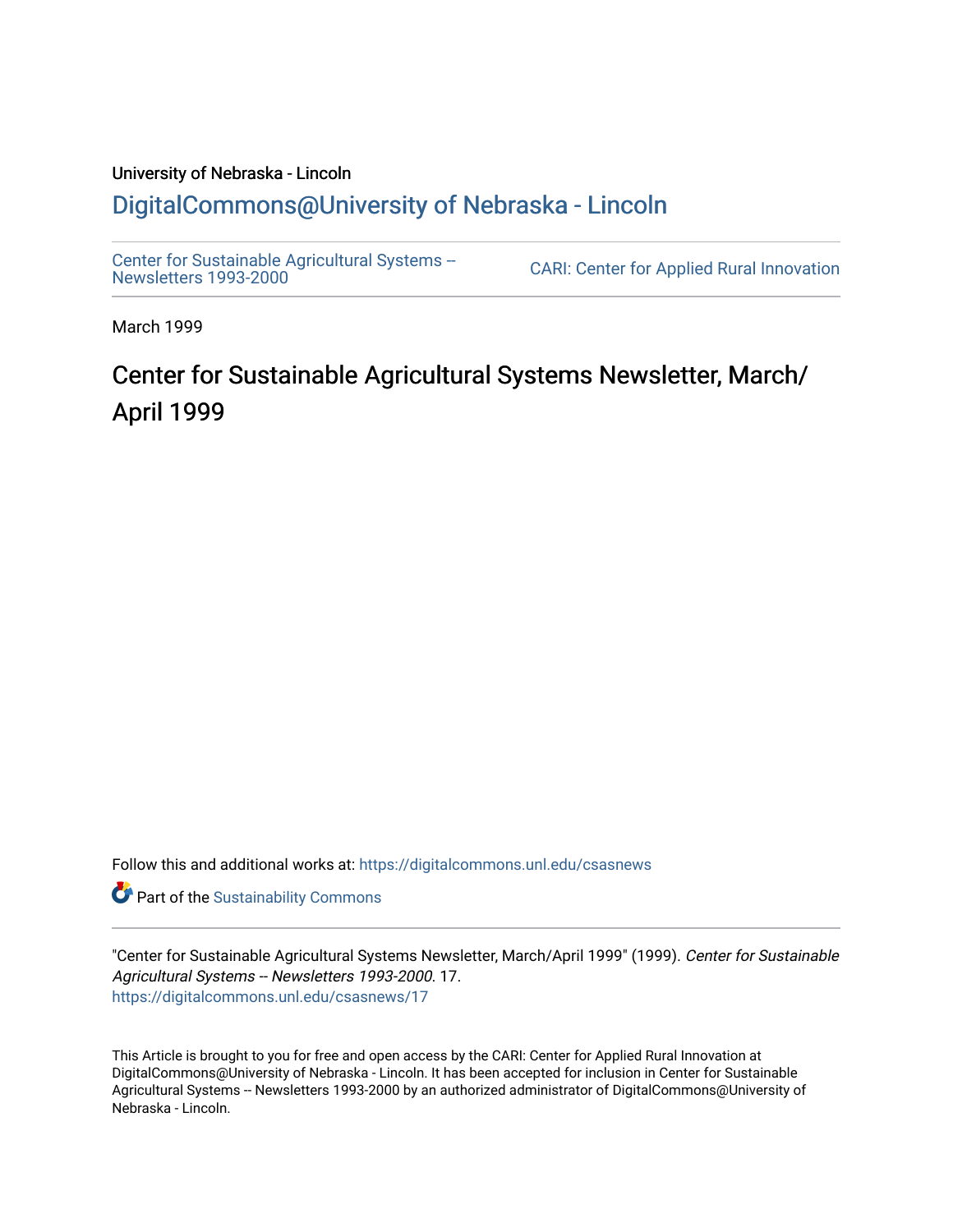University of Nebraska - Lincoln

## DigitalCommons@University of Nebraska - Lincoln

Center for Sustainable Agricultural Systems -- Newsletters 1993-2000

CARI: Center for Applied Rural Innovation

March 1999

# Center for Sustainable Agricultural Systems Newsletter, March/April 1999

Follow this and additional works at: https://digitalcommons.unl.edu/csasnews

Part of the Sustainability Commons

"Center for Sustainable Agricultural Systems Newsletter, March/April 1999" (1999). *Center for Sustainable Agricultural Systems -- Newsletters 1993-2000*. 17.
https://digitalcommons.unl.edu/csasnews/17

This Article is brought to you for free and open access by the CARI: Center for Applied Rural Innovation at DigitalCommons@University of Nebraska - Lincoln. It has been accepted for inclusion in Center for Sustainable Agricultural Systems -- Newsletters 1993-2000 by an authorized administrator of DigitalCommons@University of Nebraska - Lincoln.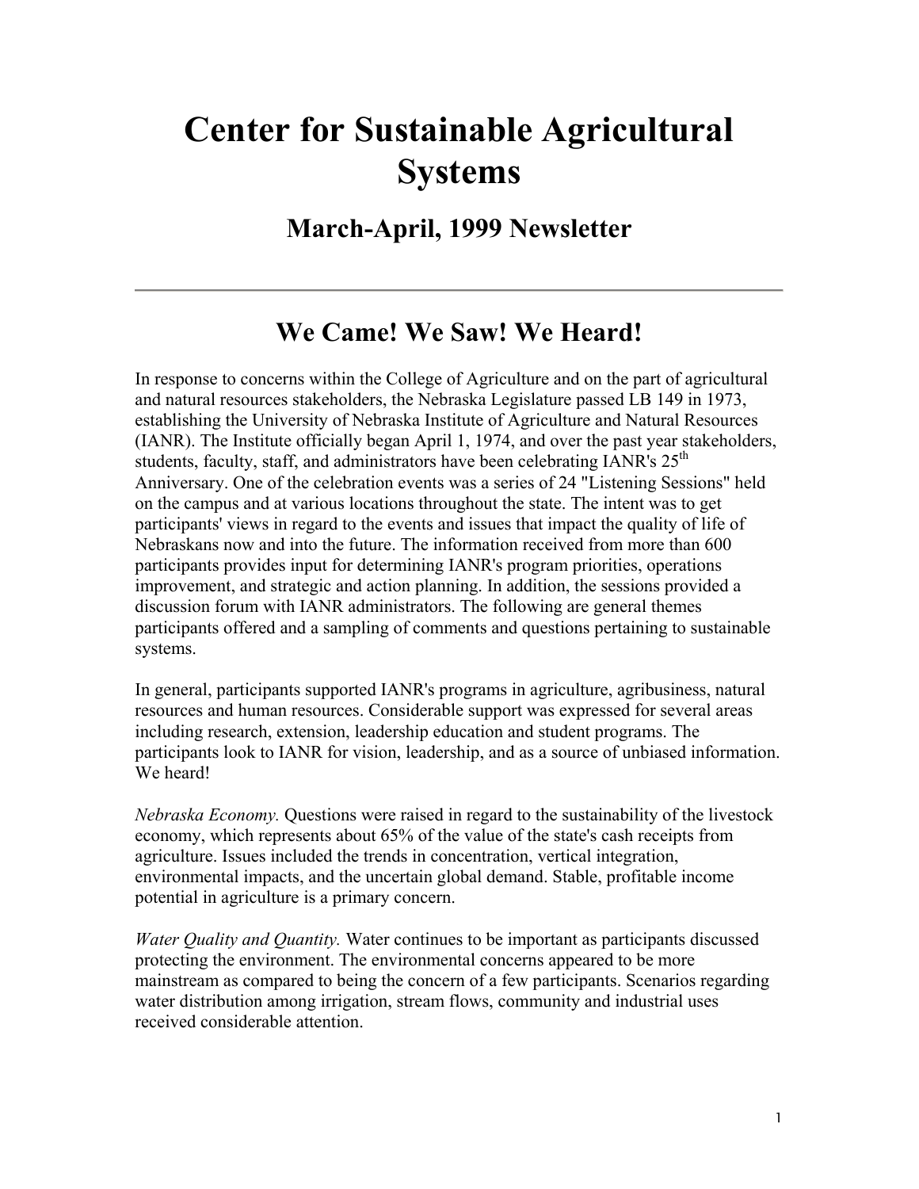# Center for Sustainable Agricultural Systems

## March-April, 1999 Newsletter

---

## We Came! We Saw! We Heard!

In response to concerns within the College of Agriculture and on the part of agricultural and natural resources stakeholders, the Nebraska Legislature passed LB 149 in 1973, establishing the University of Nebraska Institute of Agriculture and Natural Resources (IANR). The Institute officially began April 1, 1974, and over the past year stakeholders, students, faculty, staff, and administrators have been celebrating IANR's 25th Anniversary. One of the celebration events was a series of 24 "Listening Sessions" held on the campus and at various locations throughout the state. The intent was to get participants' views in regard to the events and issues that impact the quality of life of Nebraskans now and into the future. The information received from more than 600 participants provides input for determining IANR's program priorities, operations improvement, and strategic and action planning. In addition, the sessions provided a discussion forum with IANR administrators. The following are general themes participants offered and a sampling of comments and questions pertaining to sustainable systems.

In general, participants supported IANR's programs in agriculture, agribusiness, natural resources and human resources. Considerable support was expressed for several areas including research, extension, leadership education and student programs. The participants look to IANR for vision, leadership, and as a source of unbiased information. We heard!

*Nebraska Economy.* Questions were raised in regard to the sustainability of the livestock economy, which represents about 65% of the value of the state's cash receipts from agriculture. Issues included the trends in concentration, vertical integration, environmental impacts, and the uncertain global demand. Stable, profitable income potential in agriculture is a primary concern.

*Water Quality and Quantity.* Water continues to be important as participants discussed protecting the environment. The environmental concerns appeared to be more mainstream as compared to being the concern of a few participants. Scenarios regarding water distribution among irrigation, stream flows, community and industrial uses received considerable attention.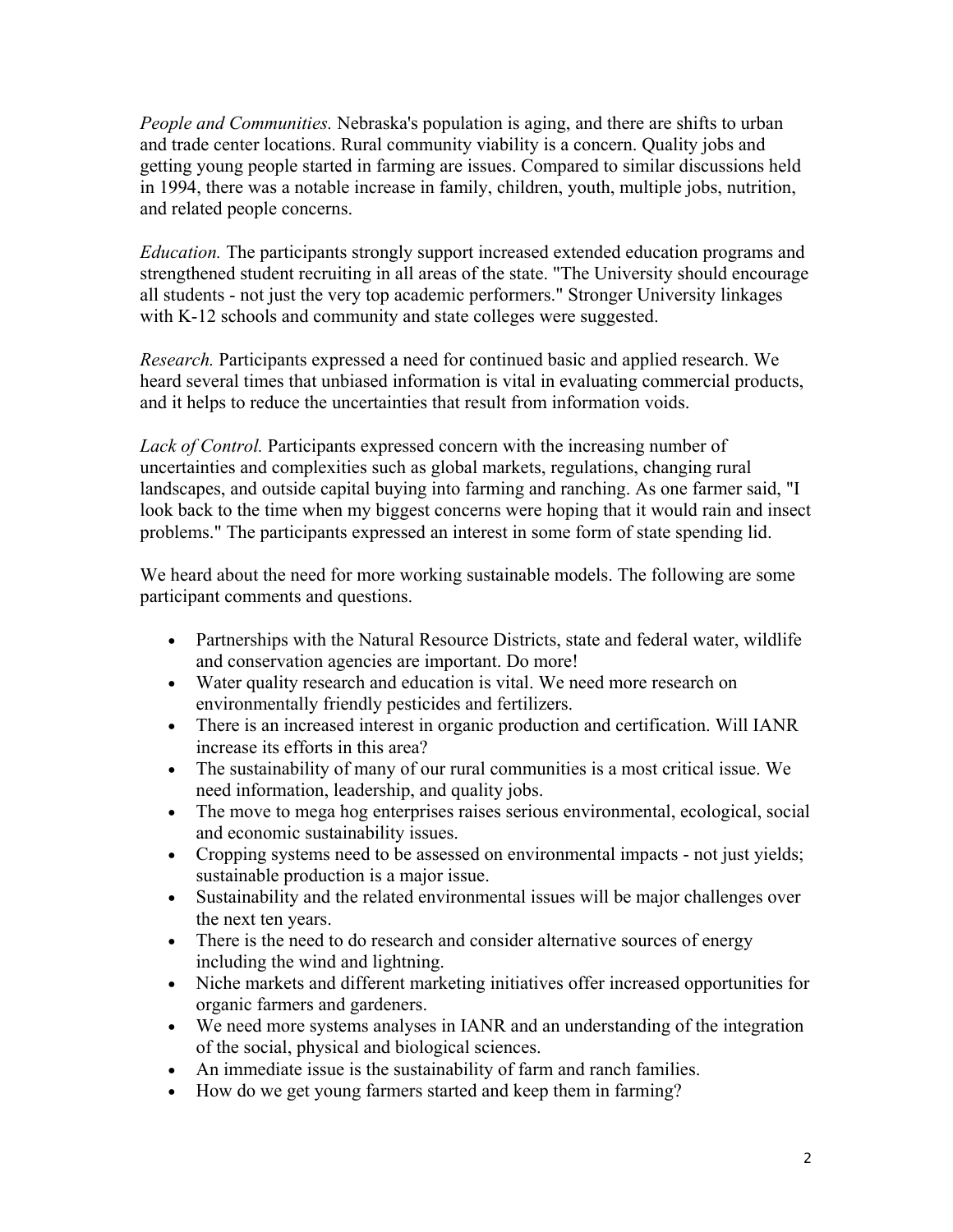*People and Communities.* Nebraska's population is aging, and there are shifts to urban and trade center locations. Rural community viability is a concern. Quality jobs and getting young people started in farming are issues. Compared to similar discussions held in 1994, there was a notable increase in family, children, youth, multiple jobs, nutrition, and related people concerns.

*Education.* The participants strongly support increased extended education programs and strengthened student recruiting in all areas of the state. "The University should encourage all students - not just the very top academic performers." Stronger University linkages with K-12 schools and community and state colleges were suggested.

*Research.* Participants expressed a need for continued basic and applied research. We heard several times that unbiased information is vital in evaluating commercial products, and it helps to reduce the uncertainties that result from information voids.

*Lack of Control.* Participants expressed concern with the increasing number of uncertainties and complexities such as global markets, regulations, changing rural landscapes, and outside capital buying into farming and ranching. As one farmer said, "I look back to the time when my biggest concerns were hoping that it would rain and insect problems." The participants expressed an interest in some form of state spending lid.

We heard about the need for more working sustainable models. The following are some participant comments and questions.

- Partnerships with the Natural Resource Districts, state and federal water, wildlife and conservation agencies are important. Do more!
- Water quality research and education is vital. We need more research on environmentally friendly pesticides and fertilizers.
- There is an increased interest in organic production and certification. Will IANR increase its efforts in this area?
- The sustainability of many of our rural communities is a most critical issue. We need information, leadership, and quality jobs.
- The move to mega hog enterprises raises serious environmental, ecological, social and economic sustainability issues.
- Cropping systems need to be assessed on environmental impacts - not just yields; sustainable production is a major issue.
- Sustainability and the related environmental issues will be major challenges over the next ten years.
- There is the need to do research and consider alternative sources of energy including the wind and lightning.
- Niche markets and different marketing initiatives offer increased opportunities for organic farmers and gardeners.
- We need more systems analyses in IANR and an understanding of the integration of the social, physical and biological sciences.
- An immediate issue is the sustainability of farm and ranch families.
- How do we get young farmers started and keep them in farming?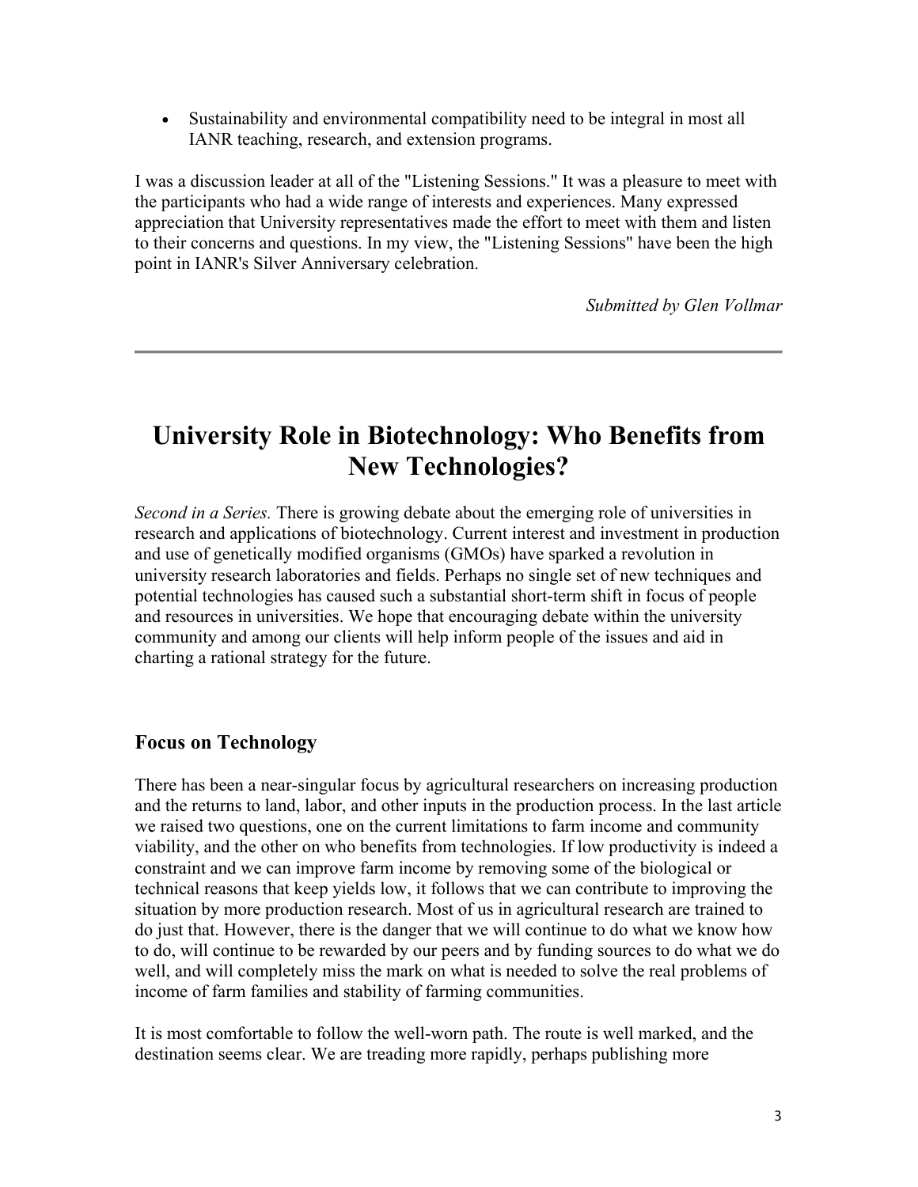- Sustainability and environmental compatibility need to be integral in most all IANR teaching, research, and extension programs.

I was a discussion leader at all of the "Listening Sessions." It was a pleasure to meet with the participants who had a wide range of interests and experiences. Many expressed appreciation that University representatives made the effort to meet with them and listen to their concerns and questions. In my view, the "Listening Sessions" have been the high point in IANR's Silver Anniversary celebration.

*Submitted by Glen Vollmar*

---

# University Role in Biotechnology: Who Benefits from New Technologies?

*Second in a Series.* There is growing debate about the emerging role of universities in research and applications of biotechnology. Current interest and investment in production and use of genetically modified organisms (GMOs) have sparked a revolution in university research laboratories and fields. Perhaps no single set of new techniques and potential technologies has caused such a substantial short-term shift in focus of people and resources in universities. We hope that encouraging debate within the university community and among our clients will help inform people of the issues and aid in charting a rational strategy for the future.

### Focus on Technology

There has been a near-singular focus by agricultural researchers on increasing production and the returns to land, labor, and other inputs in the production process. In the last article we raised two questions, one on the current limitations to farm income and community viability, and the other on who benefits from technologies. If low productivity is indeed a constraint and we can improve farm income by removing some of the biological or technical reasons that keep yields low, it follows that we can contribute to improving the situation by more production research. Most of us in agricultural research are trained to do just that. However, there is the danger that we will continue to do what we know how to do, will continue to be rewarded by our peers and by funding sources to do what we do well, and will completely miss the mark on what is needed to solve the real problems of income of farm families and stability of farming communities.

It is most comfortable to follow the well-worn path. The route is well marked, and the destination seems clear. We are treading more rapidly, perhaps publishing more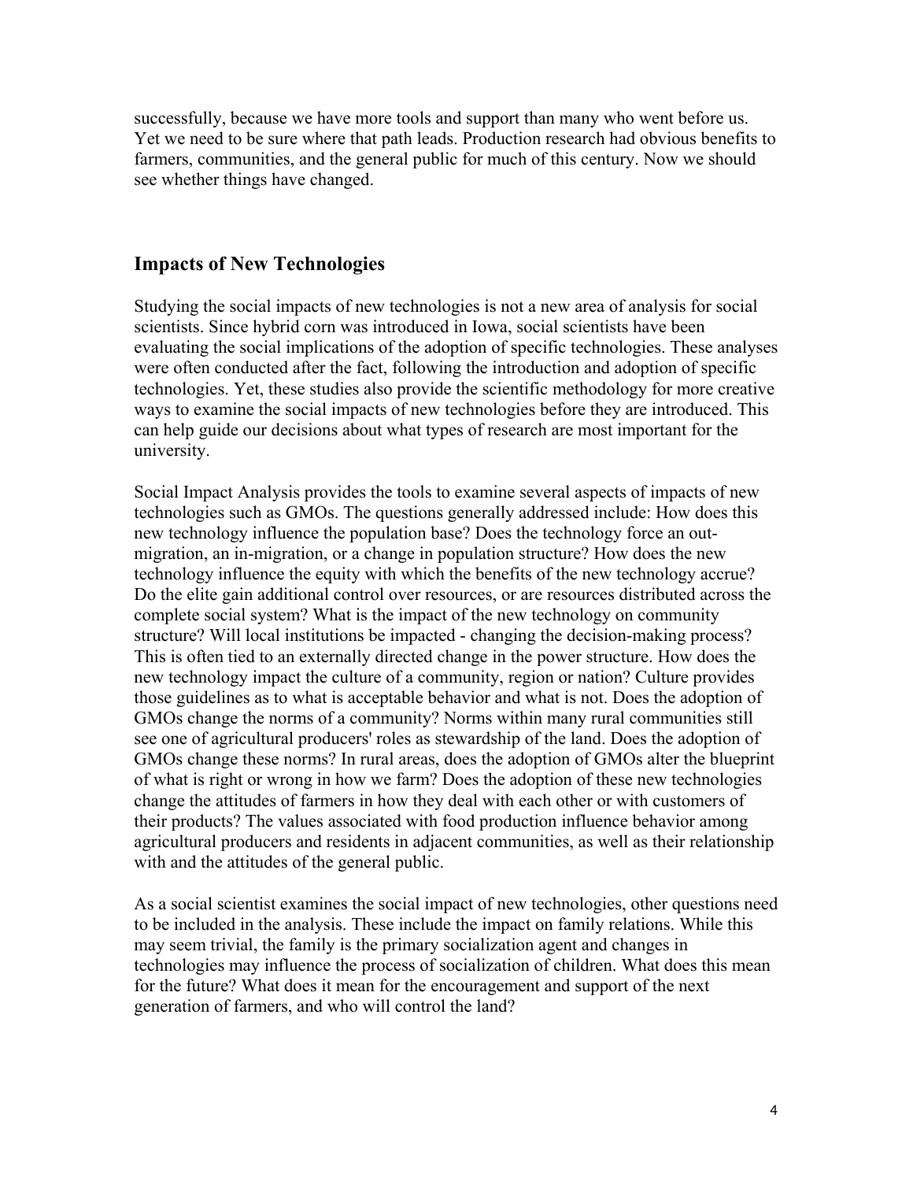successfully, because we have more tools and support than many who went before us. Yet we need to be sure where that path leads. Production research had obvious benefits to farmers, communities, and the general public for much of this century. Now we should see whether things have changed.

## Impacts of New Technologies

Studying the social impacts of new technologies is not a new area of analysis for social scientists. Since hybrid corn was introduced in Iowa, social scientists have been evaluating the social implications of the adoption of specific technologies. These analyses were often conducted after the fact, following the introduction and adoption of specific technologies. Yet, these studies also provide the scientific methodology for more creative ways to examine the social impacts of new technologies before they are introduced. This can help guide our decisions about what types of research are most important for the university.

Social Impact Analysis provides the tools to examine several aspects of impacts of new technologies such as GMOs. The questions generally addressed include: How does this new technology influence the population base? Does the technology force an out-migration, an in-migration, or a change in population structure? How does the new technology influence the equity with which the benefits of the new technology accrue? Do the elite gain additional control over resources, or are resources distributed across the complete social system? What is the impact of the new technology on community structure? Will local institutions be impacted - changing the decision-making process? This is often tied to an externally directed change in the power structure. How does the new technology impact the culture of a community, region or nation? Culture provides those guidelines as to what is acceptable behavior and what is not. Does the adoption of GMOs change the norms of a community? Norms within many rural communities still see one of agricultural producers' roles as stewardship of the land. Does the adoption of GMOs change these norms? In rural areas, does the adoption of GMOs alter the blueprint of what is right or wrong in how we farm? Does the adoption of these new technologies change the attitudes of farmers in how they deal with each other or with customers of their products? The values associated with food production influence behavior among agricultural producers and residents in adjacent communities, as well as their relationship with and the attitudes of the general public.

As a social scientist examines the social impact of new technologies, other questions need to be included in the analysis. These include the impact on family relations. While this may seem trivial, the family is the primary socialization agent and changes in technologies may influence the process of socialization of children. What does this mean for the future? What does it mean for the encouragement and support of the next generation of farmers, and who will control the land?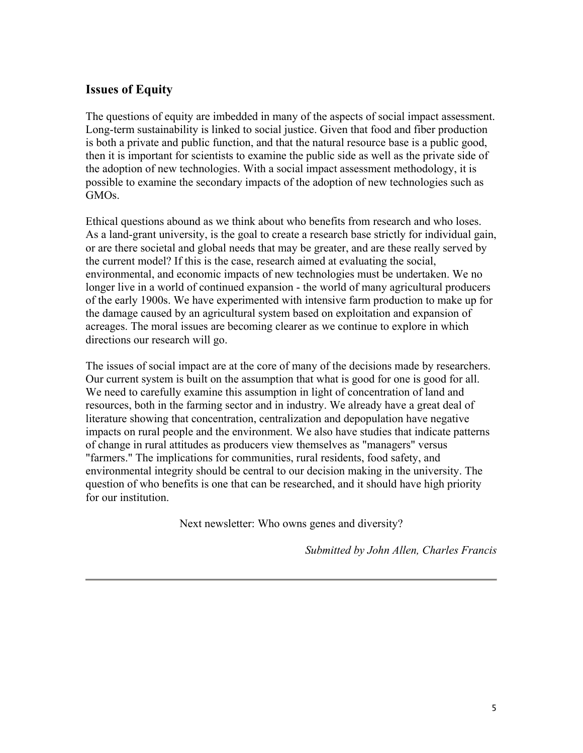## Issues of Equity

The questions of equity are imbedded in many of the aspects of social impact assessment. Long-term sustainability is linked to social justice. Given that food and fiber production is both a private and public function, and that the natural resource base is a public good, then it is important for scientists to examine the public side as well as the private side of the adoption of new technologies. With a social impact assessment methodology, it is possible to examine the secondary impacts of the adoption of new technologies such as GMOs.

Ethical questions abound as we think about who benefits from research and who loses. As a land-grant university, is the goal to create a research base strictly for individual gain, or are there societal and global needs that may be greater, and are these really served by the current model? If this is the case, research aimed at evaluating the social, environmental, and economic impacts of new technologies must be undertaken. We no longer live in a world of continued expansion - the world of many agricultural producers of the early 1900s. We have experimented with intensive farm production to make up for the damage caused by an agricultural system based on exploitation and expansion of acreages. The moral issues are becoming clearer as we continue to explore in which directions our research will go.

The issues of social impact are at the core of many of the decisions made by researchers. Our current system is built on the assumption that what is good for one is good for all. We need to carefully examine this assumption in light of concentration of land and resources, both in the farming sector and in industry. We already have a great deal of literature showing that concentration, centralization and depopulation have negative impacts on rural people and the environment. We also have studies that indicate patterns of change in rural attitudes as producers view themselves as "managers" versus "farmers." The implications for communities, rural residents, food safety, and environmental integrity should be central to our decision making in the university. The question of who benefits is one that can be researched, and it should have high priority for our institution.

Next newsletter: Who owns genes and diversity?

*Submitted by John Allen, Charles Francis*

---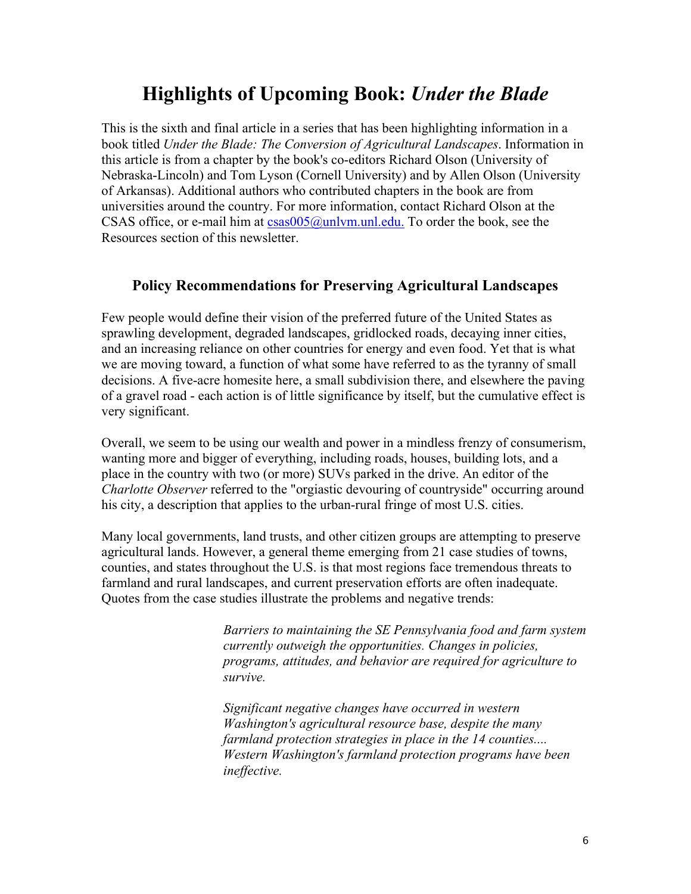# Highlights of Upcoming Book: *Under the Blade*

This is the sixth and final article in a series that has been highlighting information in a book titled *Under the Blade: The Conversion of Agricultural Landscapes*. Information in this article is from a chapter by the book's co-editors Richard Olson (University of Nebraska-Lincoln) and Tom Lyson (Cornell University) and by Allen Olson (University of Arkansas). Additional authors who contributed chapters in the book are from universities around the country. For more information, contact Richard Olson at the CSAS office, or e-mail him at csas005@unlvm.unl.edu. To order the book, see the Resources section of this newsletter.

### Policy Recommendations for Preserving Agricultural Landscapes

Few people would define their vision of the preferred future of the United States as sprawling development, degraded landscapes, gridlocked roads, decaying inner cities, and an increasing reliance on other countries for energy and even food. Yet that is what we are moving toward, a function of what some have referred to as the tyranny of small decisions. A five-acre homesite here, a small subdivision there, and elsewhere the paving of a gravel road - each action is of little significance by itself, but the cumulative effect is very significant.

Overall, we seem to be using our wealth and power in a mindless frenzy of consumerism, wanting more and bigger of everything, including roads, houses, building lots, and a place in the country with two (or more) SUVs parked in the drive. An editor of the *Charlotte Observer* referred to the "orgiastic devouring of countryside" occurring around his city, a description that applies to the urban-rural fringe of most U.S. cities.

Many local governments, land trusts, and other citizen groups are attempting to preserve agricultural lands. However, a general theme emerging from 21 case studies of towns, counties, and states throughout the U.S. is that most regions face tremendous threats to farmland and rural landscapes, and current preservation efforts are often inadequate. Quotes from the case studies illustrate the problems and negative trends:

> *Barriers to maintaining the SE Pennsylvania food and farm system currently outweigh the opportunities. Changes in policies, programs, attitudes, and behavior are required for agriculture to survive.*
>
> *Significant negative changes have occurred in western Washington's agricultural resource base, despite the many farmland protection strategies in place in the 14 counties.... Western Washington's farmland protection programs have been ineffective.*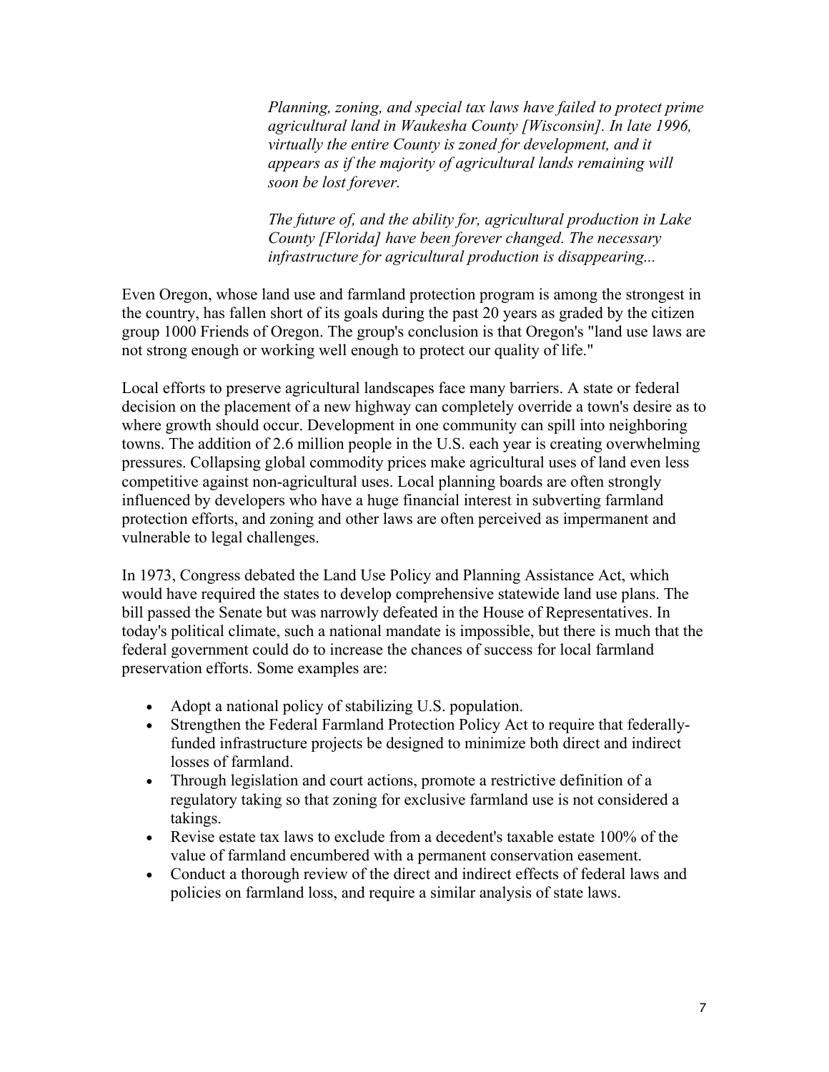> *Planning, zoning, and special tax laws have failed to protect prime agricultural land in Waukesha County [Wisconsin]. In late 1996, virtually the entire County is zoned for development, and it appears as if the majority of agricultural lands remaining will soon be lost forever.*
>
> *The future of, and the ability for, agricultural production in Lake County [Florida] have been forever changed. The necessary infrastructure for agricultural production is disappearing...*

Even Oregon, whose land use and farmland protection program is among the strongest in the country, has fallen short of its goals during the past 20 years as graded by the citizen group 1000 Friends of Oregon. The group's conclusion is that Oregon's "land use laws are not strong enough or working well enough to protect our quality of life."

Local efforts to preserve agricultural landscapes face many barriers. A state or federal decision on the placement of a new highway can completely override a town's desire as to where growth should occur. Development in one community can spill into neighboring towns. The addition of 2.6 million people in the U.S. each year is creating overwhelming pressures. Collapsing global commodity prices make agricultural uses of land even less competitive against non-agricultural uses. Local planning boards are often strongly influenced by developers who have a huge financial interest in subverting farmland protection efforts, and zoning and other laws are often perceived as impermanent and vulnerable to legal challenges.

In 1973, Congress debated the Land Use Policy and Planning Assistance Act, which would have required the states to develop comprehensive statewide land use plans. The bill passed the Senate but was narrowly defeated in the House of Representatives. In today's political climate, such a national mandate is impossible, but there is much that the federal government could do to increase the chances of success for local farmland preservation efforts. Some examples are:

- Adopt a national policy of stabilizing U.S. population.
- Strengthen the Federal Farmland Protection Policy Act to require that federally-funded infrastructure projects be designed to minimize both direct and indirect losses of farmland.
- Through legislation and court actions, promote a restrictive definition of a regulatory taking so that zoning for exclusive farmland use is not considered a takings.
- Revise estate tax laws to exclude from a decedent's taxable estate 100% of the value of farmland encumbered with a permanent conservation easement.
- Conduct a thorough review of the direct and indirect effects of federal laws and policies on farmland loss, and require a similar analysis of state laws.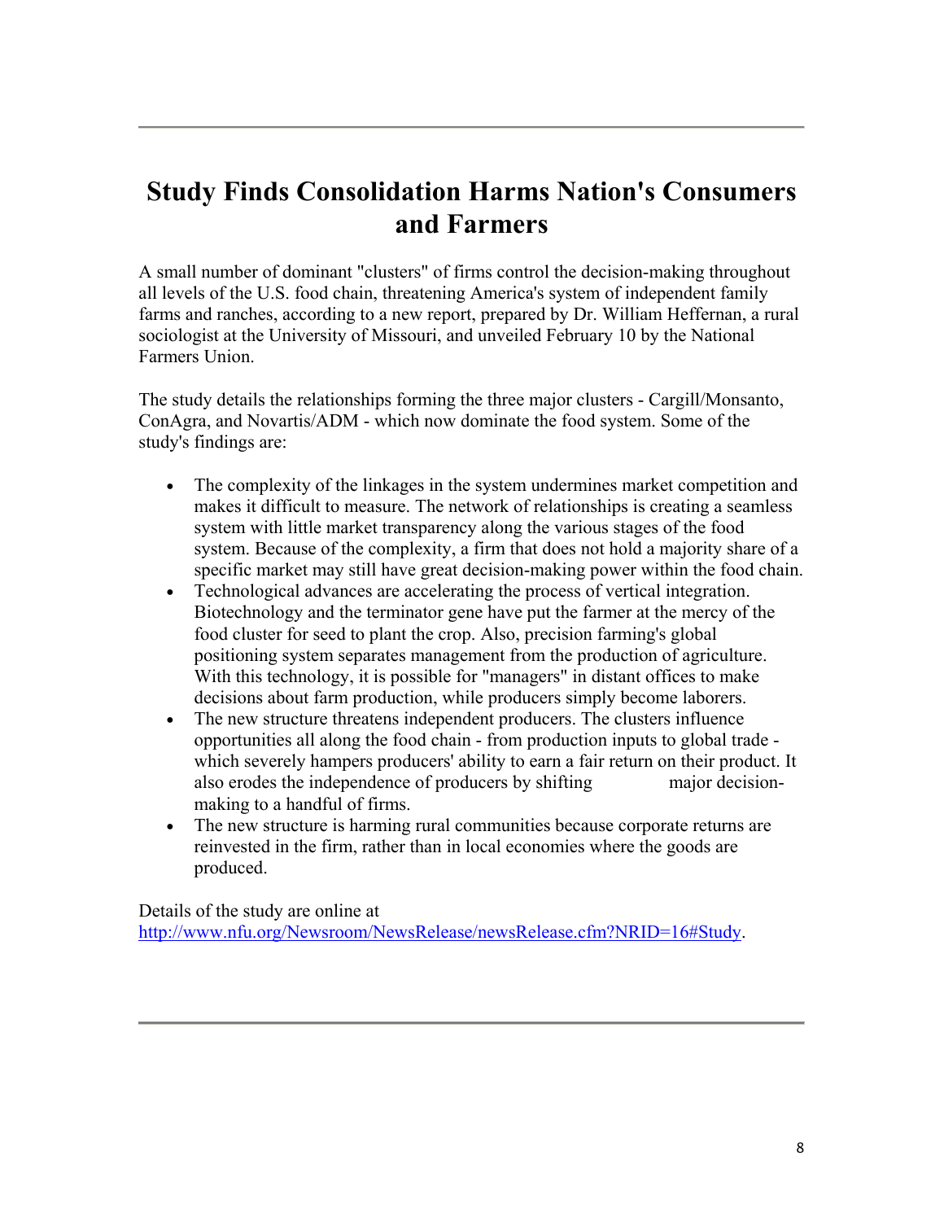# Study Finds Consolidation Harms Nation's Consumers and Farmers

A small number of dominant "clusters" of firms control the decision-making throughout all levels of the U.S. food chain, threatening America's system of independent family farms and ranches, according to a new report, prepared by Dr. William Heffernan, a rural sociologist at the University of Missouri, and unveiled February 10 by the National Farmers Union.

The study details the relationships forming the three major clusters - Cargill/Monsanto, ConAgra, and Novartis/ADM - which now dominate the food system. Some of the study's findings are:

- The complexity of the linkages in the system undermines market competition and makes it difficult to measure. The network of relationships is creating a seamless system with little market transparency along the various stages of the food system. Because of the complexity, a firm that does not hold a majority share of a specific market may still have great decision-making power within the food chain.
- Technological advances are accelerating the process of vertical integration. Biotechnology and the terminator gene have put the farmer at the mercy of the food cluster for seed to plant the crop. Also, precision farming's global positioning system separates management from the production of agriculture. With this technology, it is possible for "managers" in distant offices to make decisions about farm production, while producers simply become laborers.
- The new structure threatens independent producers. The clusters influence opportunities all along the food chain - from production inputs to global trade - which severely hampers producers' ability to earn a fair return on their product. It also erodes the independence of producers by shifting major decision-making to a handful of firms.
- The new structure is harming rural communities because corporate returns are reinvested in the firm, rather than in local economies where the goods are produced.

Details of the study are online at http://www.nfu.org/Newsroom/NewsRelease/newsRelease.cfm?NRID=16#Study.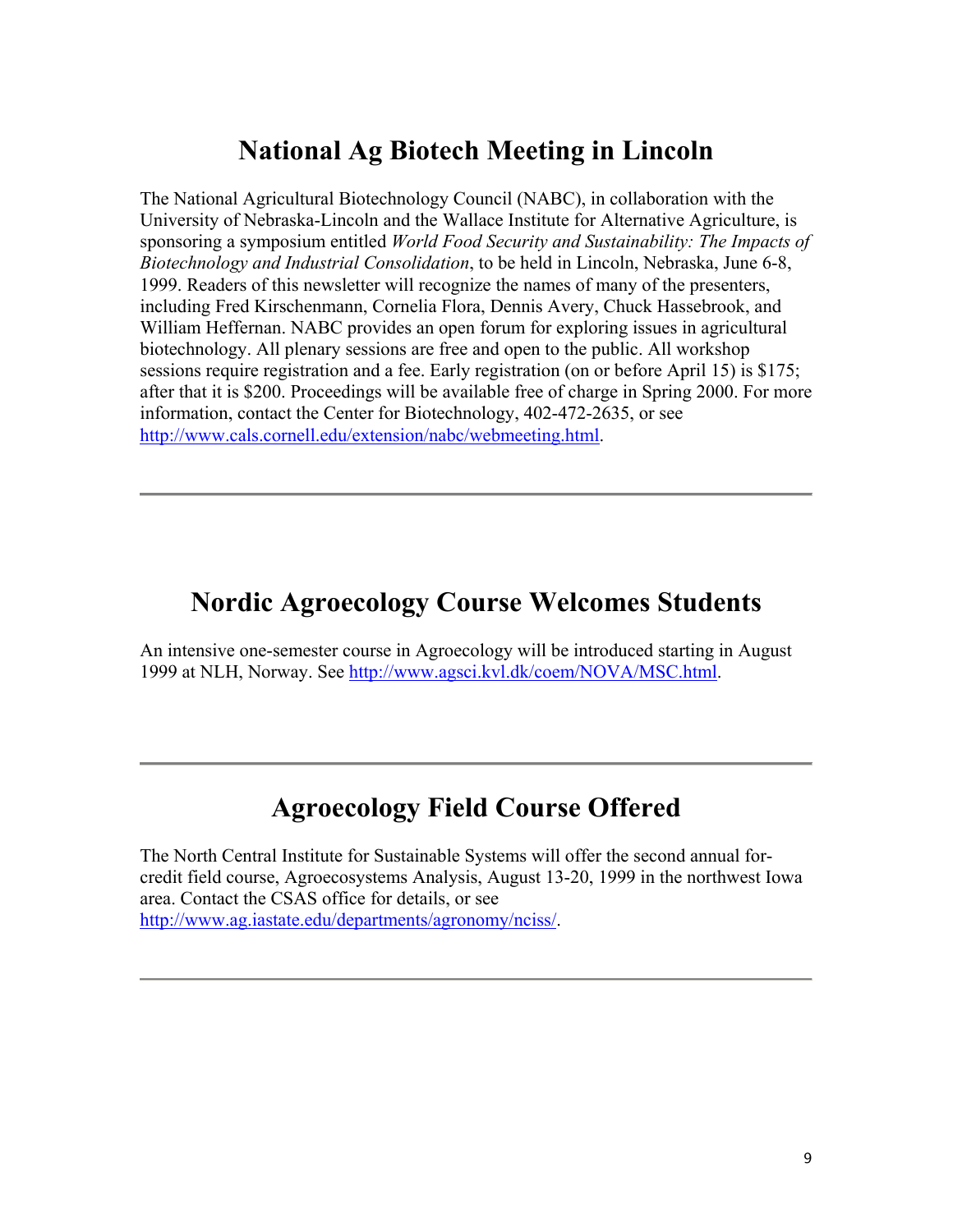## National Ag Biotech Meeting in Lincoln

The National Agricultural Biotechnology Council (NABC), in collaboration with the University of Nebraska-Lincoln and the Wallace Institute for Alternative Agriculture, is sponsoring a symposium entitled *World Food Security and Sustainability: The Impacts of Biotechnology and Industrial Consolidation*, to be held in Lincoln, Nebraska, June 6-8, 1999. Readers of this newsletter will recognize the names of many of the presenters, including Fred Kirschenmann, Cornelia Flora, Dennis Avery, Chuck Hassebrook, and William Heffernan. NABC provides an open forum for exploring issues in agricultural biotechnology. All plenary sessions are free and open to the public. All workshop sessions require registration and a fee. Early registration (on or before April 15) is $175; after that it is $200. Proceedings will be available free of charge in Spring 2000. For more information, contact the Center for Biotechnology, 402-472-2635, or see http://www.cals.cornell.edu/extension/nabc/webmeeting.html.

---

## Nordic Agroecology Course Welcomes Students

An intensive one-semester course in Agroecology will be introduced starting in August 1999 at NLH, Norway. See http://www.agsci.kvl.dk/coem/NOVA/MSC.html.

---

## Agroecology Field Course Offered

The North Central Institute for Sustainable Systems will offer the second annual for-credit field course, Agroecosystems Analysis, August 13-20, 1999 in the northwest Iowa area. Contact the CSAS office for details, or see http://www.ag.iastate.edu/departments/agronomy/nciss/.

---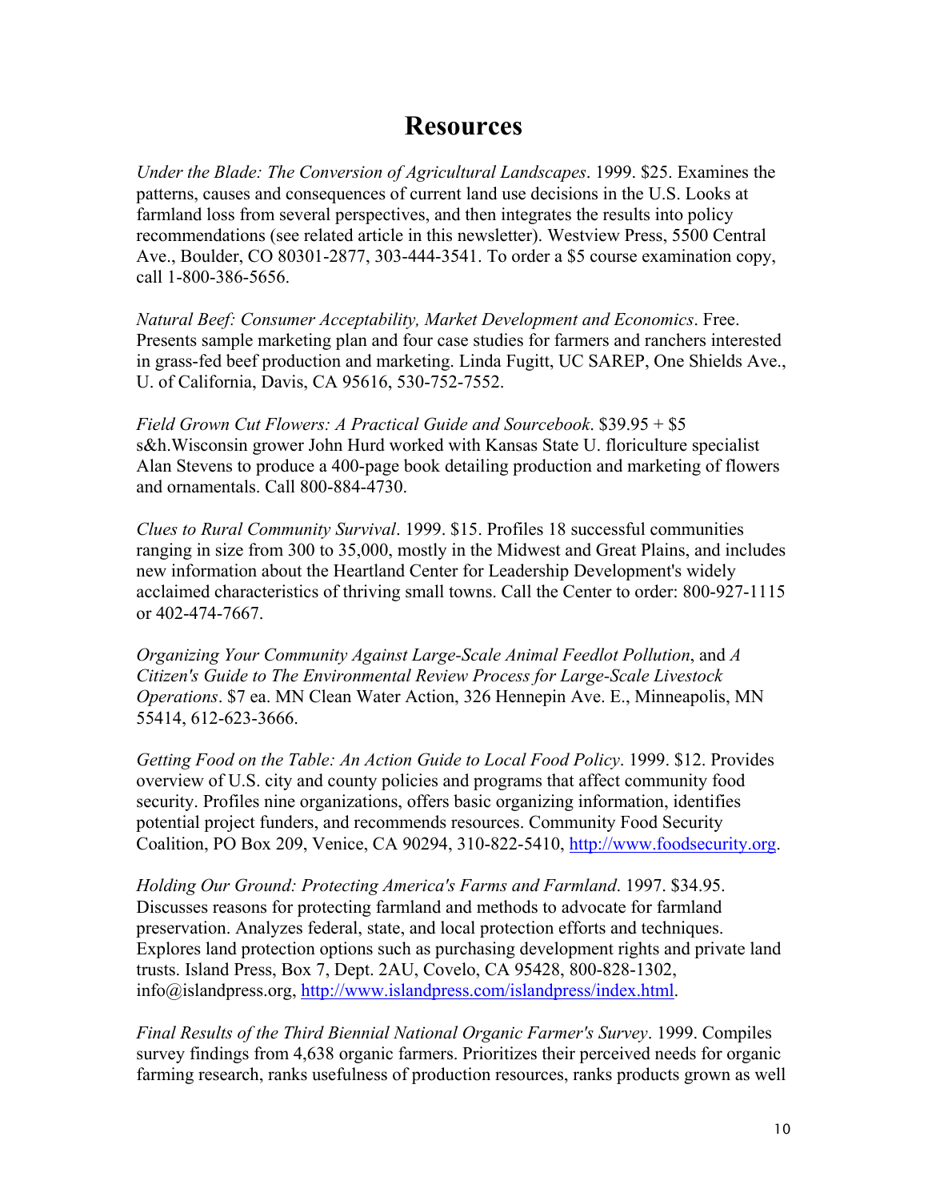# Resources

*Under the Blade: The Conversion of Agricultural Landscapes*. 1999. $25. Examines the patterns, causes and consequences of current land use decisions in the U.S. Looks at farmland loss from several perspectives, and then integrates the results into policy recommendations (see related article in this newsletter). Westview Press, 5500 Central Ave., Boulder, CO 80301-2877, 303-444-3541. To order a $5 course examination copy, call 1-800-386-5656.

*Natural Beef: Consumer Acceptability, Market Development and Economics*. Free. Presents sample marketing plan and four case studies for farmers and ranchers interested in grass-fed beef production and marketing. Linda Fugitt, UC SAREP, One Shields Ave., U. of California, Davis, CA 95616, 530-752-7552.

*Field Grown Cut Flowers: A Practical Guide and Sourcebook*. $39.95 + $5 s&h.Wisconsin grower John Hurd worked with Kansas State U. floriculture specialist Alan Stevens to produce a 400-page book detailing production and marketing of flowers and ornamentals. Call 800-884-4730.

*Clues to Rural Community Survival*. 1999. $15. Profiles 18 successful communities ranging in size from 300 to 35,000, mostly in the Midwest and Great Plains, and includes new information about the Heartland Center for Leadership Development's widely acclaimed characteristics of thriving small towns. Call the Center to order: 800-927-1115 or 402-474-7667.

*Organizing Your Community Against Large-Scale Animal Feedlot Pollution*, and *A Citizen's Guide to The Environmental Review Process for Large-Scale Livestock Operations*. $7 ea. MN Clean Water Action, 326 Hennepin Ave. E., Minneapolis, MN 55414, 612-623-3666.

*Getting Food on the Table: An Action Guide to Local Food Policy*. 1999. $12. Provides overview of U.S. city and county policies and programs that affect community food security. Profiles nine organizations, offers basic organizing information, identifies potential project funders, and recommends resources. Community Food Security Coalition, PO Box 209, Venice, CA 90294, 310-822-5410, http://www.foodsecurity.org.

*Holding Our Ground: Protecting America's Farms and Farmland*. 1997. $34.95. Discusses reasons for protecting farmland and methods to advocate for farmland preservation. Analyzes federal, state, and local protection efforts and techniques. Explores land protection options such as purchasing development rights and private land trusts. Island Press, Box 7, Dept. 2AU, Covelo, CA 95428, 800-828-1302, info@islandpress.org, http://www.islandpress.com/islandpress/index.html.

*Final Results of the Third Biennial National Organic Farmer's Survey*. 1999. Compiles survey findings from 4,638 organic farmers. Prioritizes their perceived needs for organic farming research, ranks usefulness of production resources, ranks products grown as well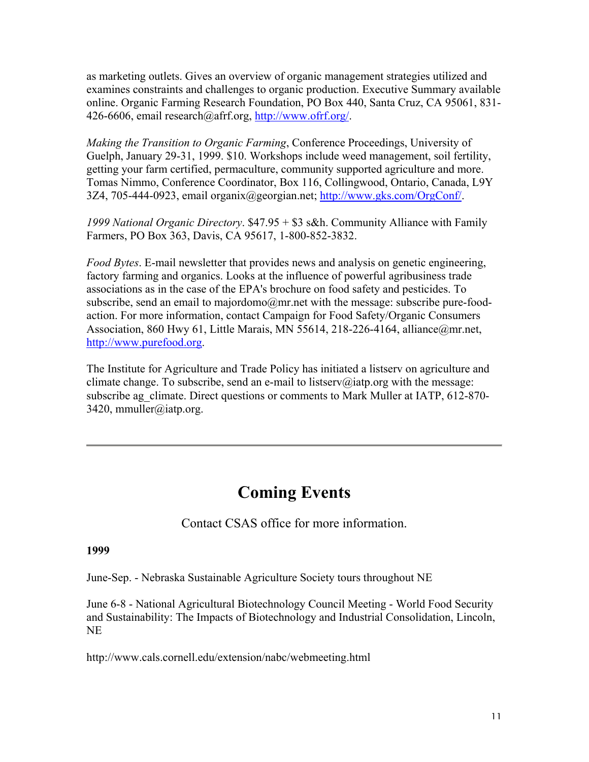as marketing outlets. Gives an overview of organic management strategies utilized and examines constraints and challenges to organic production. Executive Summary available online. Organic Farming Research Foundation, PO Box 440, Santa Cruz, CA 95061, 831-426-6606, email research@afrf.org, http://www.ofrf.org/.

*Making the Transition to Organic Farming*, Conference Proceedings, University of Guelph, January 29-31, 1999. $10. Workshops include weed management, soil fertility, getting your farm certified, permaculture, community supported agriculture and more. Tomas Nimmo, Conference Coordinator, Box 116, Collingwood, Ontario, Canada, L9Y 3Z4, 705-444-0923, email organix@georgian.net; http://www.gks.com/OrgConf/.

*1999 National Organic Directory*. $47.95 + $3 s&h. Community Alliance with Family Farmers, PO Box 363, Davis, CA 95617, 1-800-852-3832.

*Food Bytes*. E-mail newsletter that provides news and analysis on genetic engineering, factory farming and organics. Looks at the influence of powerful agribusiness trade associations as in the case of the EPA's brochure on food safety and pesticides. To subscribe, send an email to majordomo@mr.net with the message: subscribe pure-food-action. For more information, contact Campaign for Food Safety/Organic Consumers Association, 860 Hwy 61, Little Marais, MN 55614, 218-226-4164, alliance@mr.net, http://www.purefood.org.

The Institute for Agriculture and Trade Policy has initiated a listserv on agriculture and climate change. To subscribe, send an e-mail to listserv@iatp.org with the message: subscribe ag_climate. Direct questions or comments to Mark Muller at IATP, 612-870-3420, mmuller@iatp.org.

---

# Coming Events

Contact CSAS office for more information.

**1999**

June-Sep. - Nebraska Sustainable Agriculture Society tours throughout NE

June 6-8 - National Agricultural Biotechnology Council Meeting - World Food Security and Sustainability: The Impacts of Biotechnology and Industrial Consolidation, Lincoln, NE

http://www.cals.cornell.edu/extension/nabc/webmeeting.html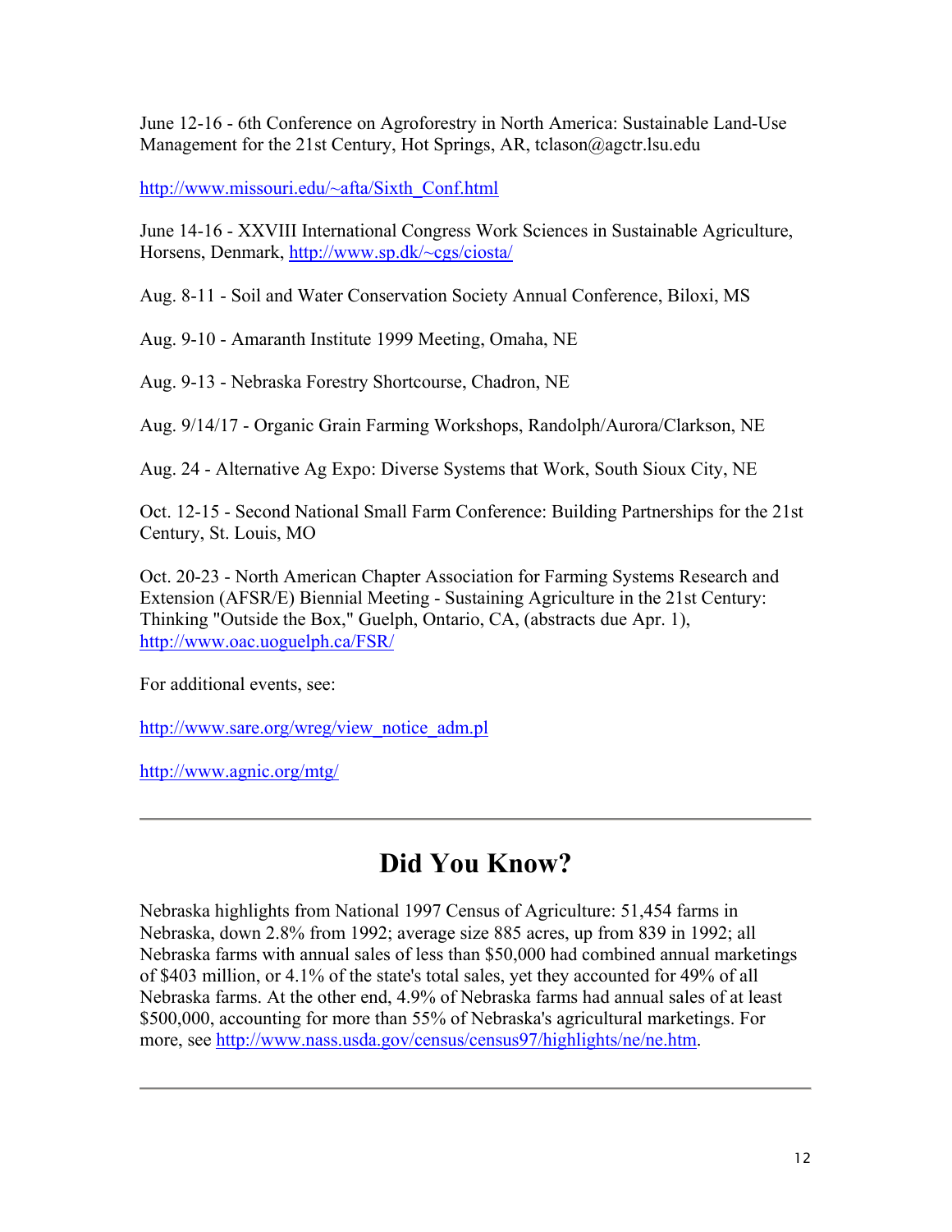June 12-16 - 6th Conference on Agroforestry in North America: Sustainable Land-Use Management for the 21st Century, Hot Springs, AR, tclason@agctr.lsu.edu

http://www.missouri.edu/~afta/Sixth_Conf.html

June 14-16 - XXVIII International Congress Work Sciences in Sustainable Agriculture, Horsens, Denmark, http://www.sp.dk/~cgs/ciosta/

Aug. 8-11 - Soil and Water Conservation Society Annual Conference, Biloxi, MS

Aug. 9-10 - Amaranth Institute 1999 Meeting, Omaha, NE

Aug. 9-13 - Nebraska Forestry Shortcourse, Chadron, NE

Aug. 9/14/17 - Organic Grain Farming Workshops, Randolph/Aurora/Clarkson, NE

Aug. 24 - Alternative Ag Expo: Diverse Systems that Work, South Sioux City, NE

Oct. 12-15 - Second National Small Farm Conference: Building Partnerships for the 21st Century, St. Louis, MO

Oct. 20-23 - North American Chapter Association for Farming Systems Research and Extension (AFSR/E) Biennial Meeting - Sustaining Agriculture in the 21st Century: Thinking "Outside the Box," Guelph, Ontario, CA, (abstracts due Apr. 1), http://www.oac.uoguelph.ca/FSR/

For additional events, see:

http://www.sare.org/wreg/view_notice_adm.pl

http://www.agnic.org/mtg/

---

# Did You Know?

Nebraska highlights from National 1997 Census of Agriculture: 51,454 farms in Nebraska, down 2.8% from 1992; average size 885 acres, up from 839 in 1992; all Nebraska farms with annual sales of less than $50,000 had combined annual marketings of $403 million, or 4.1% of the state's total sales, yet they accounted for 49% of all Nebraska farms. At the other end, 4.9% of Nebraska farms had annual sales of at least $500,000, accounting for more than 55% of Nebraska's agricultural marketings. For more, see http://www.nass.usda.gov/census/census97/highlights/ne/ne.htm.

---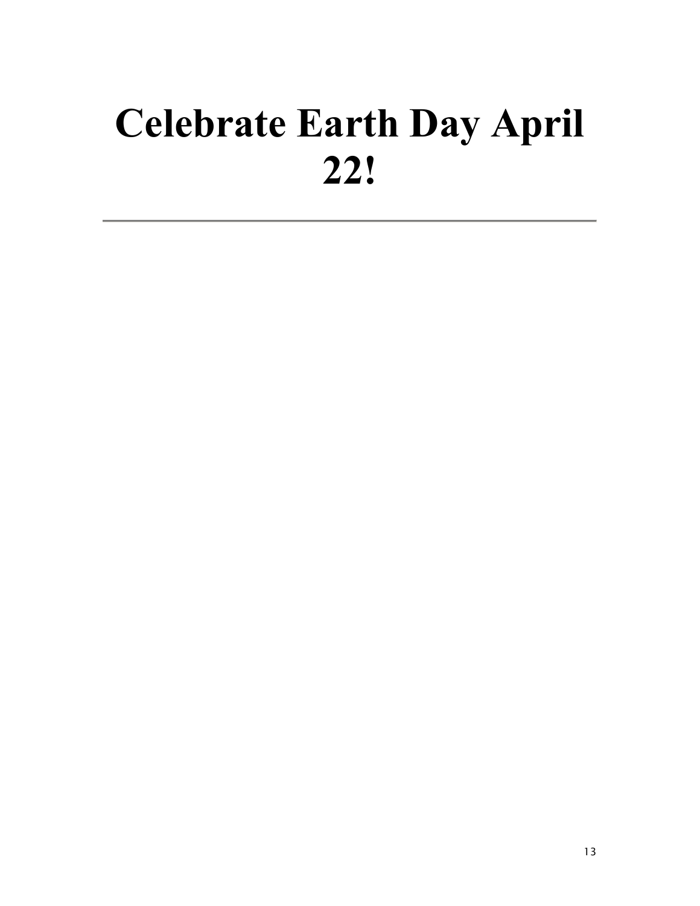# Celebrate Earth Day April 22!

---